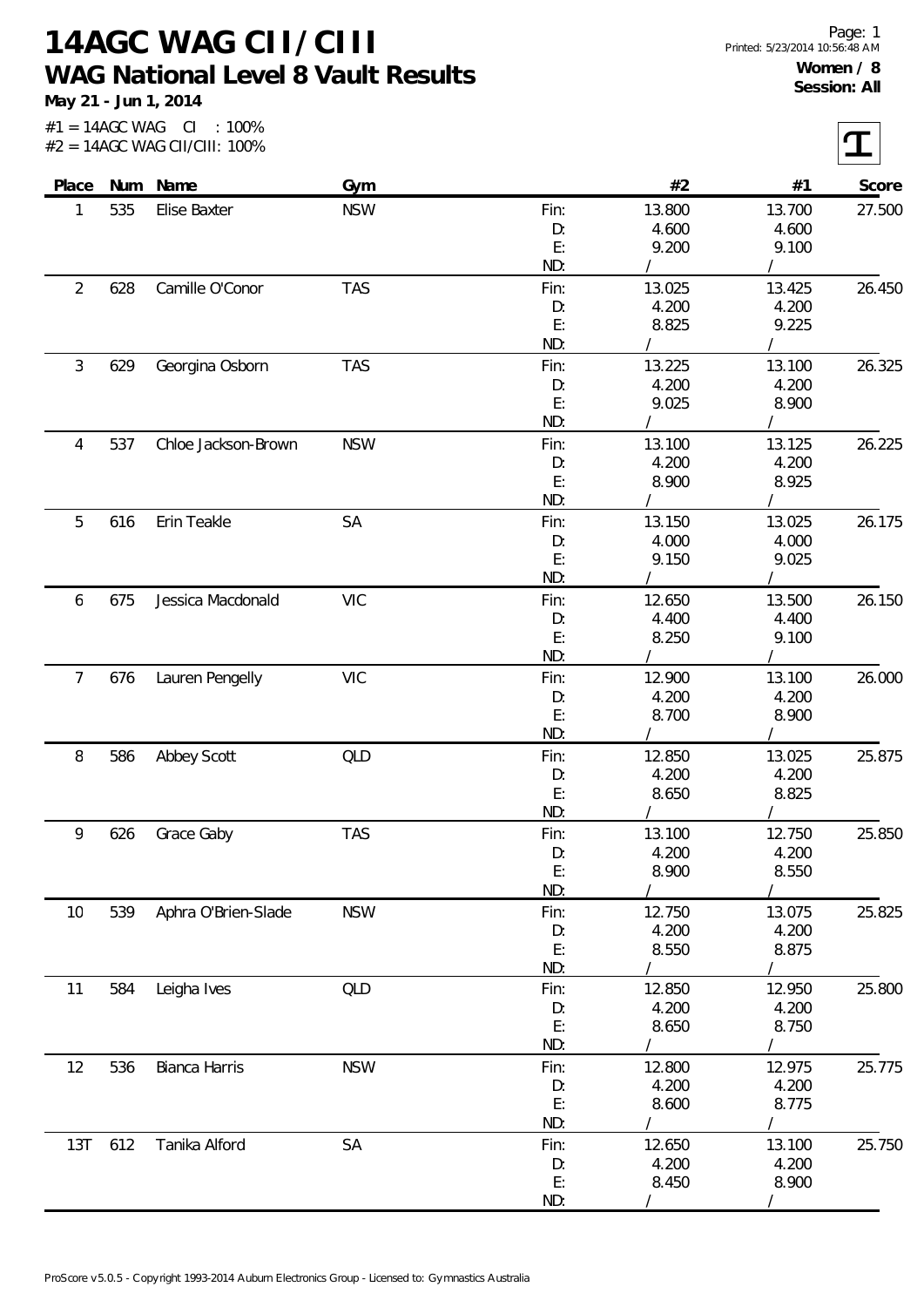# 14AGC WAG CII/CIII

## WAG National Level 8 Vault Results

**May 21 - Jun 1, 2014**

#1 = 14AGC WAG CI : 100%
#2 = 14AGC WAG CII/CIII: 100%

Printed: 5/23/2014 10:56:48 AM

**Women / 8**
**Session: All**

| Place | Num | Name | Gym | | #2 | #1 | Score |
|---|---|---|---|---|---|---|---|
| 1 | 535 | Elise Baxter | NSW | Fin: | 13.800 | 13.700 | 27.500 |
| | | | | D: | 4.600 | 4.600 | |
| | | | | E: | 9.200 | 9.100 | |
| | | | | ND: | / | / | |
| 2 | 628 | Camille O'Conor | TAS | Fin: | 13.025 | 13.425 | 26.450 |
| | | | | D: | 4.200 | 4.200 | |
| | | | | E: | 8.825 | 9.225 | |
| | | | | ND: | / | / | |
| 3 | 629 | Georgina Osborn | TAS | Fin: | 13.225 | 13.100 | 26.325 |
| | | | | D: | 4.200 | 4.200 | |
| | | | | E: | 9.025 | 8.900 | |
| | | | | ND: | / | / | |
| 4 | 537 | Chloe Jackson-Brown | NSW | Fin: | 13.100 | 13.125 | 26.225 |
| | | | | D: | 4.200 | 4.200 | |
| | | | | E: | 8.900 | 8.925 | |
| | | | | ND: | / | / | |
| 5 | 616 | Erin Teakle | SA | Fin: | 13.150 | 13.025 | 26.175 |
| | | | | D: | 4.000 | 4.000 | |
| | | | | E: | 9.150 | 9.025 | |
| | | | | ND: | / | / | |
| 6 | 675 | Jessica Macdonald | VIC | Fin: | 12.650 | 13.500 | 26.150 |
| | | | | D: | 4.400 | 4.400 | |
| | | | | E: | 8.250 | 9.100 | |
| | | | | ND: | / | / | |
| 7 | 676 | Lauren Pengelly | VIC | Fin: | 12.900 | 13.100 | 26.000 |
| | | | | D: | 4.200 | 4.200 | |
| | | | | E: | 8.700 | 8.900 | |
| | | | | ND: | / | / | |
| 8 | 586 | Abbey Scott | QLD | Fin: | 12.850 | 13.025 | 25.875 |
| | | | | D: | 4.200 | 4.200 | |
| | | | | E: | 8.650 | 8.825 | |
| | | | | ND: | / | / | |
| 9 | 626 | Grace Gaby | TAS | Fin: | 13.100 | 12.750 | 25.850 |
| | | | | D: | 4.200 | 4.200 | |
| | | | | E: | 8.900 | 8.550 | |
| | | | | ND: | / | / | |
| 10 | 539 | Aphra O'Brien-Slade | NSW | Fin: | 12.750 | 13.075 | 25.825 |
| | | | | D: | 4.200 | 4.200 | |
| | | | | E: | 8.550 | 8.875 | |
| | | | | ND: | / | / | |
| 11 | 584 | Leigha Ives | QLD | Fin: | 12.850 | 12.950 | 25.800 |
| | | | | D: | 4.200 | 4.200 | |
| | | | | E: | 8.650 | 8.750 | |
| | | | | ND: | / | / | |
| 12 | 536 | Bianca Harris | NSW | Fin: | 12.800 | 12.975 | 25.775 |
| | | | | D: | 4.200 | 4.200 | |
| | | | | E: | 8.600 | 8.775 | |
| | | | | ND: | / | / | |
| 13T | 612 | Tanika Alford | SA | Fin: | 12.650 | 13.100 | 25.750 |
| | | | | D: | 4.200 | 4.200 | |
| | | | | E: | 8.450 | 8.900 | |
| | | | | ND: | / | / | |

ProScore v5.0.5 - Copyright 1993-2014 Auburn Electronics Group - Licensed to: Gymnastics Australia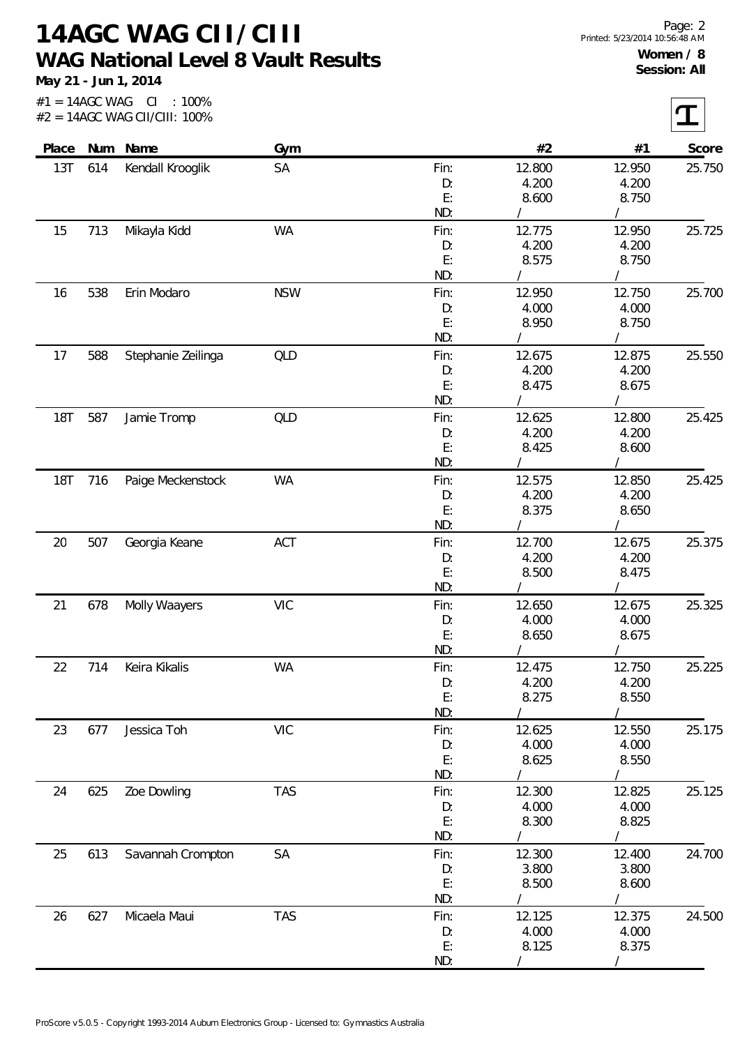# 14AGC WAG CII/CIII

## WAG National Level 8 Vault Results

**May 21 - Jun 1, 2014**

#1 = 14AGC WAG CI : 100%
#2 = 14AGC WAG CII/CIII: 100%

**Women / 8**
**Session: All**

| Place | Num | Name | Gym | | #2 | #1 | Score |
|---|---|---|---|---|---|---|---|
| 13T | 614 | Kendall Krooglik | SA | Fin: | 12.800 | 12.950 | 25.750 |
| | | | | D: | 4.200 | 4.200 | |
| | | | | E: | 8.600 | 8.750 | |
| | | | | ND: | / | / | |
| 15 | 713 | Mikayla Kidd | WA | Fin: | 12.775 | 12.950 | 25.725 |
| | | | | D: | 4.200 | 4.200 | |
| | | | | E: | 8.575 | 8.750 | |
| | | | | ND: | / | / | |
| 16 | 538 | Erin Modaro | NSW | Fin: | 12.950 | 12.750 | 25.700 |
| | | | | D: | 4.000 | 4.000 | |
| | | | | E: | 8.950 | 8.750 | |
| | | | | ND: | / | / | |
| 17 | 588 | Stephanie Zeilinga | QLD | Fin: | 12.675 | 12.875 | 25.550 |
| | | | | D: | 4.200 | 4.200 | |
| | | | | E: | 8.475 | 8.675 | |
| | | | | ND: | / | / | |
| 18T | 587 | Jamie Tromp | QLD | Fin: | 12.625 | 12.800 | 25.425 |
| | | | | D: | 4.200 | 4.200 | |
| | | | | E: | 8.425 | 8.600 | |
| | | | | ND: | / | / | |
| 18T | 716 | Paige Meckenstock | WA | Fin: | 12.575 | 12.850 | 25.425 |
| | | | | D: | 4.200 | 4.200 | |
| | | | | E: | 8.375 | 8.650 | |
| | | | | ND: | / | / | |
| 20 | 507 | Georgia Keane | ACT | Fin: | 12.700 | 12.675 | 25.375 |
| | | | | D: | 4.200 | 4.200 | |
| | | | | E: | 8.500 | 8.475 | |
| | | | | ND: | / | / | |
| 21 | 678 | Molly Waayers | VIC | Fin: | 12.650 | 12.675 | 25.325 |
| | | | | D: | 4.000 | 4.000 | |
| | | | | E: | 8.650 | 8.675 | |
| | | | | ND: | / | / | |
| 22 | 714 | Keira Kikalis | WA | Fin: | 12.475 | 12.750 | 25.225 |
| | | | | D: | 4.200 | 4.200 | |
| | | | | E: | 8.275 | 8.550 | |
| | | | | ND: | / | / | |
| 23 | 677 | Jessica Toh | VIC | Fin: | 12.625 | 12.550 | 25.175 |
| | | | | D: | 4.000 | 4.000 | |
| | | | | E: | 8.625 | 8.550 | |
| | | | | ND: | / | / | |
| 24 | 625 | Zoe Dowling | TAS | Fin: | 12.300 | 12.825 | 25.125 |
| | | | | D: | 4.000 | 4.000 | |
| | | | | E: | 8.300 | 8.825 | |
| | | | | ND: | / | / | |
| 25 | 613 | Savannah Crompton | SA | Fin: | 12.300 | 12.400 | 24.700 |
| | | | | D: | 3.800 | 3.800 | |
| | | | | E: | 8.500 | 8.600 | |
| | | | | ND: | / | / | |
| 26 | 627 | Micaela Maui | TAS | Fin: | 12.125 | 12.375 | 24.500 |
| | | | | D: | 4.000 | 4.000 | |
| | | | | E: | 8.125 | 8.375 | |
| | | | | ND: | / | / | |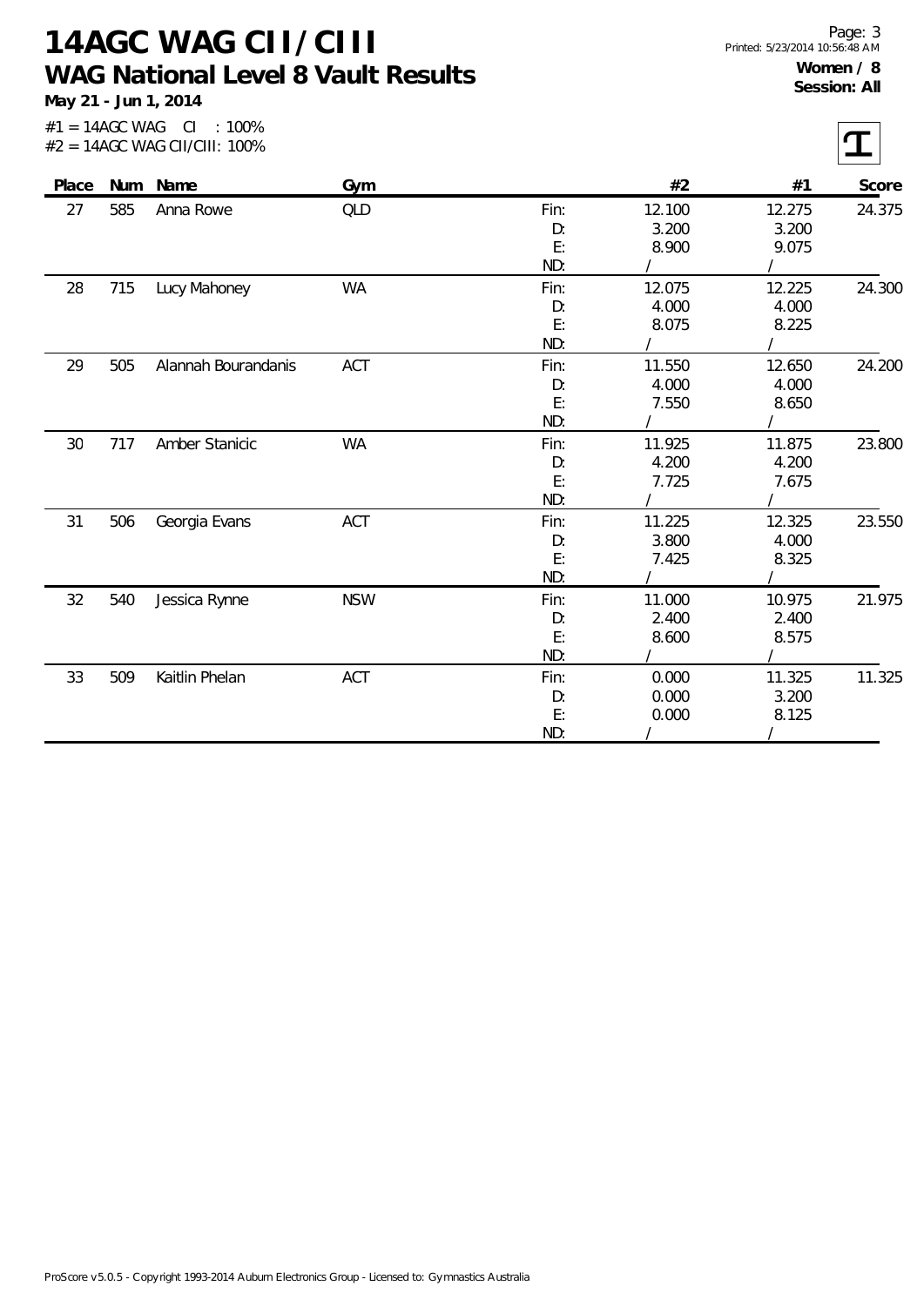# 14AGC WAG CII/CIII

## WAG National Level 8 Vault Results

**May 21 - Jun 1, 2014**

#1 = 14AGC WAG CI : 100%
#2 = 14AGC WAG CII/CIII: 100%

**Women / 8**
**Session: All**

| Place | Num | Name | Gym | | #2 | #1 | Score |
|---|---|---|---|---|---|---|---|
| 27 | 585 | Anna Rowe | QLD | Fin: | 12.100 | 12.275 | 24.375 |
| | | | | D: | 3.200 | 3.200 | |
| | | | | E: | 8.900 | 9.075 | |
| | | | | ND: | / | / | |
| 28 | 715 | Lucy Mahoney | WA | Fin: | 12.075 | 12.225 | 24.300 |
| | | | | D: | 4.000 | 4.000 | |
| | | | | E: | 8.075 | 8.225 | |
| | | | | ND: | / | / | |
| 29 | 505 | Alannah Bourandanis | ACT | Fin: | 11.550 | 12.650 | 24.200 |
| | | | | D: | 4.000 | 4.000 | |
| | | | | E: | 7.550 | 8.650 | |
| | | | | ND: | / | / | |
| 30 | 717 | Amber Stanicic | WA | Fin: | 11.925 | 11.875 | 23.800 |
| | | | | D: | 4.200 | 4.200 | |
| | | | | E: | 7.725 | 7.675 | |
| | | | | ND: | / | / | |
| 31 | 506 | Georgia Evans | ACT | Fin: | 11.225 | 12.325 | 23.550 |
| | | | | D: | 3.800 | 4.000 | |
| | | | | E: | 7.425 | 8.325 | |
| | | | | ND: | / | / | |
| 32 | 540 | Jessica Rynne | NSW | Fin: | 11.000 | 10.975 | 21.975 |
| | | | | D: | 2.400 | 2.400 | |
| | | | | E: | 8.600 | 8.575 | |
| | | | | ND: | / | / | |
| 33 | 509 | Kaitlin Phelan | ACT | Fin: | 0.000 | 11.325 | 11.325 |
| | | | | D: | 0.000 | 3.200 | |
| | | | | E: | 0.000 | 8.125 | |
| | | | | ND: | / | / | |

ProScore v5.0.5 - Copyright 1993-2014 Auburn Electronics Group - Licensed to: Gymnastics Australia